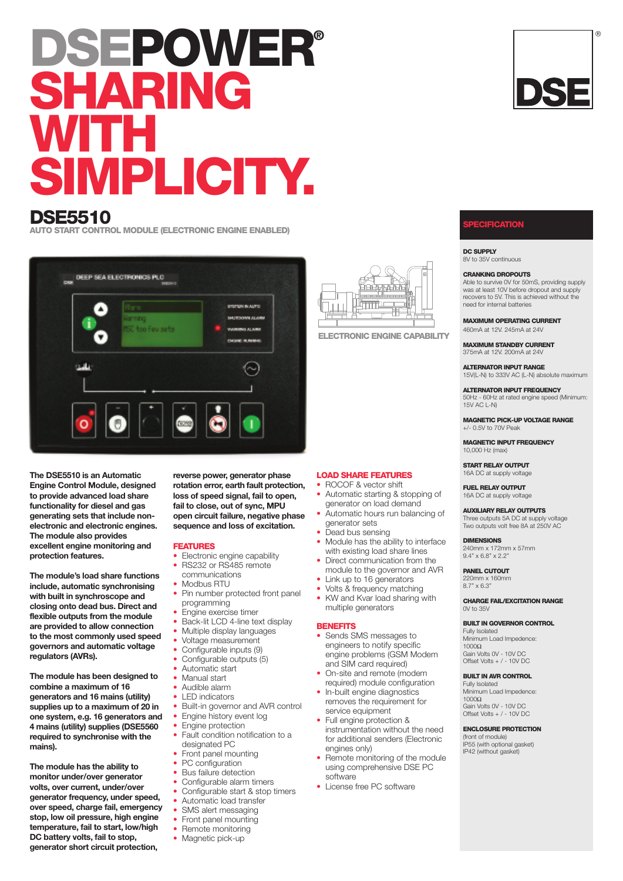# DSEPOWER® SHARING WITH SIMPLICITY.

DSE®

## DSE5510

AUTO START CONTROL MODULE (ELECTRONIC ENGINE ENABLED)

ELECTRONIC ENGINE CAPABILITY

**The DSE5510 is an Automatic Engine Control Module, designed to provide advanced load share functionality for diesel and gas generating sets that include non-electronic and electronic engines. The module also provides excellent engine monitoring and protection features.**

**The module's load share functions include, automatic synchronising with built in synchroscope and closing onto dead bus. Direct and flexible outputs from the module are provided to allow connection to the most commonly used speed governors and automatic voltage regulators (AVRs).**

**The module has been designed to combine a maximum of 16 generators and 16 mains (utility) supplies up to a maximum of 20 in one system, e.g. 16 generators and 4 mains (utility) supplies (DSE5560 required to synchronise with the mains).**

**The module has the ability to monitor under/over generator volts, over current, under/over generator frequency, under speed, over speed, charge fail, emergency stop, low oil pressure, high engine temperature, fail to start, low/high DC battery volts, fail to stop, generator short circuit protection, reverse power, generator phase rotation error, earth fault protection, loss of speed signal, fail to open, fail to close, out of sync, MPU open circuit failure, negative phase sequence and loss of excitation.**

### FEATURES

- Electronic engine capability
- RS232 or RS485 remote communications
- Modbus RTU
- Pin number protected front panel programming
- Engine exercise timer
- Back-lit LCD 4-line text display
- Multiple display languages
- Voltage measurement
- Configurable inputs (9)
- Configurable outputs (5)
- Automatic start
- Manual start
- Audible alarm
- LED indicators
- Built-in governor and AVR control
- Engine history event log
- Engine protection
- Fault condition notification to a designated PC
- Front panel mounting
- PC configuration
- Bus failure detection
- Configurable alarm timers
- Configurable start & stop timers
- Automatic load transfer
- SMS alert messaging
- Front panel mounting
- Remote monitoring
- Magnetic pick-up

### LOAD SHARE FEATURES

- ROCOF & vector shift
- Automatic starting & stopping of generator on load demand
- Automatic hours run balancing of generator sets
- Dead bus sensing
- Module has the ability to interface with existing load share lines
- Direct communication from the module to the governor and AVR
- Link up to 16 generators
- Volts & frequency matching
- KW and Kvar load sharing with multiple generators

### BENEFITS

- Sends SMS messages to engineers to notify specific engine problems (GSM Modem and SIM card required)
- On-site and remote (modem required) module configuration
- In-built engine diagnostics removes the requirement for service equipment
- Full engine protection & instrumentation without the need for additional senders (Electronic engines only)
- Remote monitoring of the module using comprehensive DSE PC software
- License free PC software

## SPECIFICATION

**DC SUPPLY**
8V to 35V continuous

**CRANKING DROPOUTS**
Able to survive 0V for 50mS, providing supply was at least 10V before dropout and supply recovers to 5V. This is achieved without the need for internal batteries

**MAXIMUM OPERATING CURRENT**
460mA at 12V. 245mA at 24V

**MAXIMUM STANDBY CURRENT**
375mA at 12V. 200mA at 24V

**ALTERNATOR INPUT RANGE**
15V(L-N) to 333V AC (L-N) absolute maximum

**ALTERNATOR INPUT FREQUENCY**
50Hz - 60Hz at rated engine speed (Minimum: 15V AC L-N)

**MAGNETIC PICK-UP VOLTAGE RANGE**
+/- 0.5V to 70V Peak

**MAGNETIC INPUT FREQUENCY**
10,000 Hz (max)

**START RELAY OUTPUT**
16A DC at supply voltage

**FUEL RELAY OUTPUT**
16A DC at supply voltage

**AUXILIARY RELAY OUTPUTS**
Three outputs 5A DC at supply voltage
Two outputs volt free 8A at 250V AC

**DIMENSIONS**
240mm x 172mm x 57mm
9.4" x 6.8" x 2.2"

**PANEL CUTOUT**
220mm x 160mm
8.7" x 6.3"

**CHARGE FAIL/EXCITATION RANGE**
0V to 35V

**BUILT IN GOVERNOR CONTROL**
Fully Isolated
Minimum Load Impedence: 1000Ω
Gain Volts 0V - 10V DC
Offset Volts + / - 10V DC

**BUILT IN AVR CONTROL**
Fully Isolated
Minimum Load Impedence: 1000Ω
Gain Volts 0V - 10V DC
Offset Volts + / - 10V DC

**ENCLOSURE PROTECTION**
(front of module)
IP55 (with optional gasket)
IP42 (without gasket)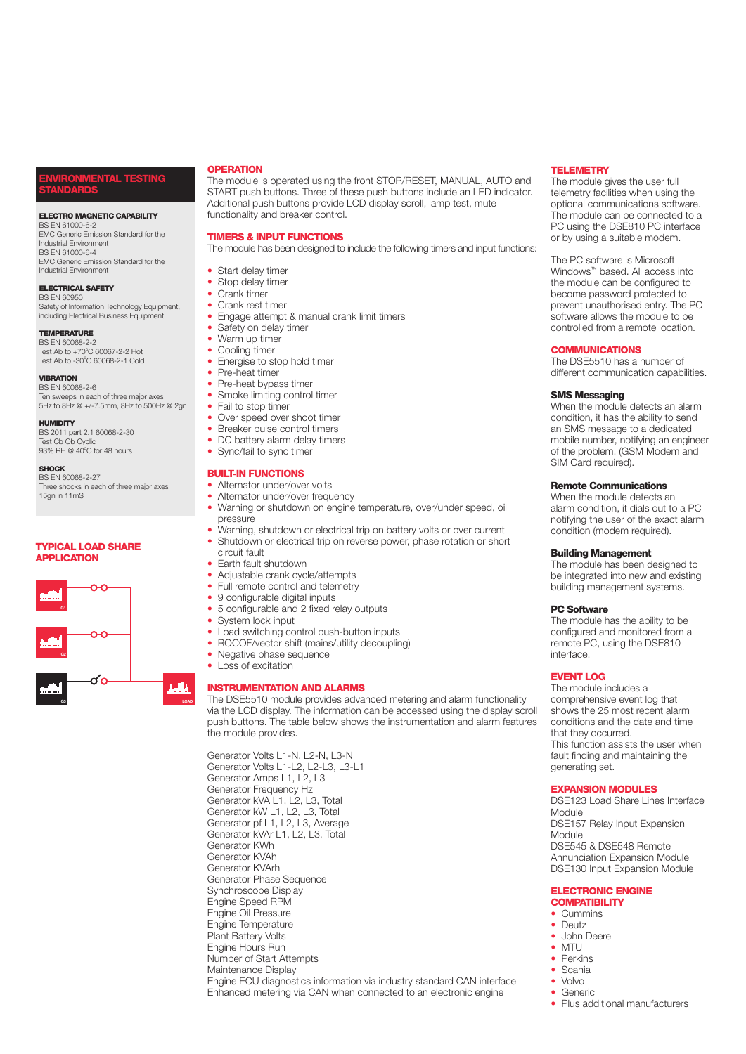## ENVIRONMENTAL TESTING STANDARDS

**ELECTRO MAGNETIC CAPABILITY**
BS EN 61000-6-2
EMC Generic Emission Standard for the Industrial Environment
BS EN 61000-6-4
EMC Generic Emission Standard for the Industrial Environment

**ELECTRICAL SAFETY**
BS EN 60950
Safety of Information Technology Equipment, including Electrical Business Equipment

**TEMPERATURE**
BS EN 60068-2-2
Test Ab to +70°C 60067-2-2 Hot
Test Ab to -30°C 60068-2-1 Cold

**VIBRATION**
BS EN 60068-2-6
Ten sweeps in each of three major axes
5Hz to 8Hz @ +/-7.5mm, 8Hz to 500Hz @ 2gn

**HUMIDITY**
BS 2011 part 2.1 60068-2-30
Test Cb Ob Cyclic
93% RH @ 40°C for 48 hours

**SHOCK**
BS EN 60068-2-27
Three shocks in each of three major axes
15gn in 11mS

## TYPICAL LOAD SHARE APPLICATION

G1
G2
G3
LOAD

## OPERATION

The module is operated using the front STOP/RESET, MANUAL, AUTO and START push buttons. Three of these push buttons include an LED indicator. Additional push buttons provide LCD display scroll, lamp test, mute functionality and breaker control.

## TIMERS & INPUT FUNCTIONS

The module has been designed to include the following timers and input functions:

- Start delay timer
- Stop delay timer
- Crank timer
- Crank rest timer
- Engage attempt & manual crank limit timers
- Safety on delay timer
- Warm up timer
- Cooling timer
- Energise to stop hold timer
- Pre-heat timer
- Pre-heat bypass timer
- Smoke limiting control timer
- Fail to stop timer
- Over speed over shoot timer
- Breaker pulse control timers
- DC battery alarm delay timers
- Sync/fail to sync timer

## BUILT-IN FUNCTIONS

- Alternator under/over volts
- Alternator under/over frequency
- Warning or shutdown on engine temperature, over/under speed, oil pressure
- Warning, shutdown or electrical trip on battery volts or over current
- Shutdown or electrical trip on reverse power, phase rotation or short circuit fault
- Earth fault shutdown
- Adjustable crank cycle/attempts
- Full remote control and telemetry
- 9 configurable digital inputs
- 5 configurable and 2 fixed relay outputs
- System lock input
- Load switching control push-button inputs
- ROCOF/vector shift (mains/utility decoupling)
- Negative phase sequence
- Loss of excitation

## INSTRUMENTATION AND ALARMS

The DSE5510 module provides advanced metering and alarm functionality via the LCD display. The information can be accessed using the display scroll push buttons. The table below shows the instrumentation and alarm features the module provides.

Generator Volts L1-N, L2-N, L3-N
Generator Volts L1-L2, L2-L3, L3-L1
Generator Amps L1, L2, L3
Generator Frequency Hz
Generator kVA L1, L2, L3, Total
Generator kW L1, L2, L3, Total
Generator pf L1, L2, L3, Average
Generator kVAr L1, L2, L3, Total
Generator KWh
Generator KVAh
Generator KVArh
Generator Phase Sequence
Synchroscope Display
Engine Speed RPM
Engine Oil Pressure
Engine Temperature
Plant Battery Volts
Engine Hours Run
Number of Start Attempts
Maintenance Display
Engine ECU diagnostics information via industry standard CAN interface
Enhanced metering via CAN when connected to an electronic engine

## TELEMETRY

The module gives the user full telemetry facilities when using the optional communications software. The module can be connected to a PC using the DSE810 PC interface or by using a suitable modem.

The PC software is Microsoft Windows™ based. All access into the module can be configured to become password protected to prevent unauthorised entry. The PC software allows the module to be controlled from a remote location.

## COMMUNICATIONS

The DSE5510 has a number of different communication capabilities.

**SMS Messaging**
When the module detects an alarm condition, it has the ability to send an SMS message to a dedicated mobile number, notifying an engineer of the problem. (GSM Modem and SIM Card required).

**Remote Communications**
When the module detects an alarm condition, it dials out to a PC notifying the user of the exact alarm condition (modem required).

**Building Management**
The module has been designed to be integrated into new and existing building management systems.

**PC Software**
The module has the ability to be configured and monitored from a remote PC, using the DSE810 interface.

## EVENT LOG

The module includes a comprehensive event log that shows the 25 most recent alarm conditions and the date and time that they occurred.
This function assists the user when fault finding and maintaining the generating set.

## EXPANSION MODULES

DSE123 Load Share Lines Interface Module
DSE157 Relay Input Expansion Module
DSE545 & DSE548 Remote Annunciation Expansion Module
DSE130 Input Expansion Module

## ELECTRONIC ENGINE COMPATIBILITY

- Cummins
- Deutz
- John Deere
- MTU
- Perkins
- Scania
- Volvo
- Generic
- Plus additional manufacturers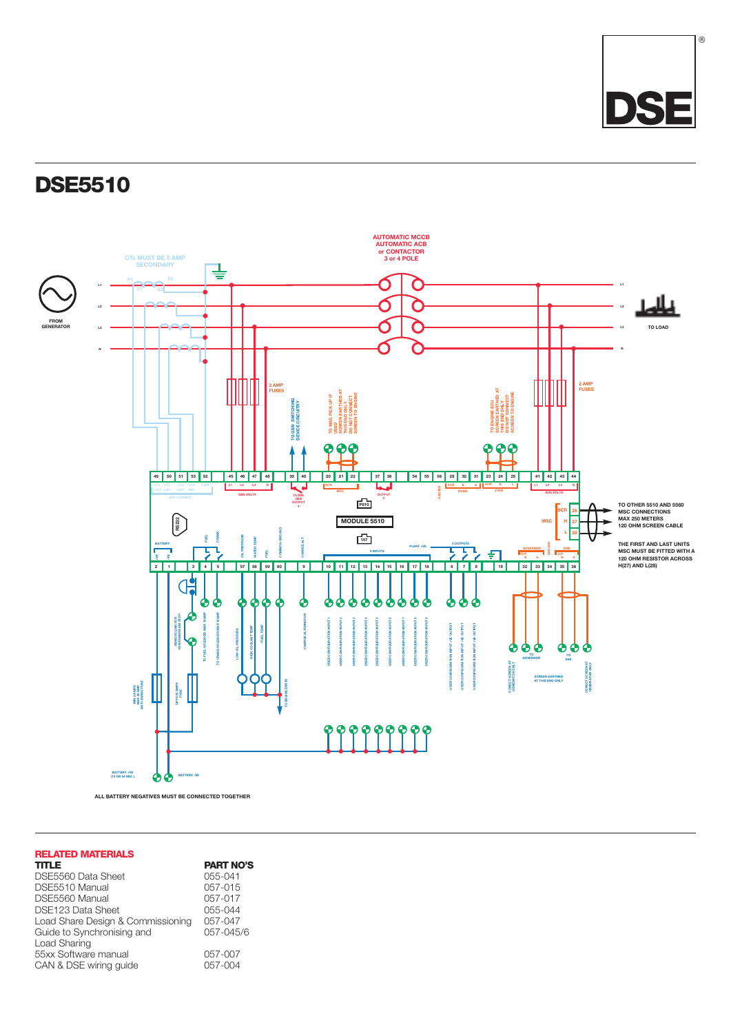# DSE5510

ALL BATTERY NEGATIVES MUST BE CONNECTED TOGETHER

## RELATED MATERIALS

| TITLE | PART NO'S |
|---|---|
| DSE5560 Data Sheet | 055-041 |
| DSE5510 Manual | 057-015 |
| DSE5560 Manual | 057-017 |
| DSE123 Data Sheet | 055-044 |
| Load Share Design & Commissioning | 057-047 |
| Guide to Synchronising and Load Sharing | 057-045/6 |
| 55xx Software manual | 057-007 |
| CAN & DSE wiring guide | 057-004 |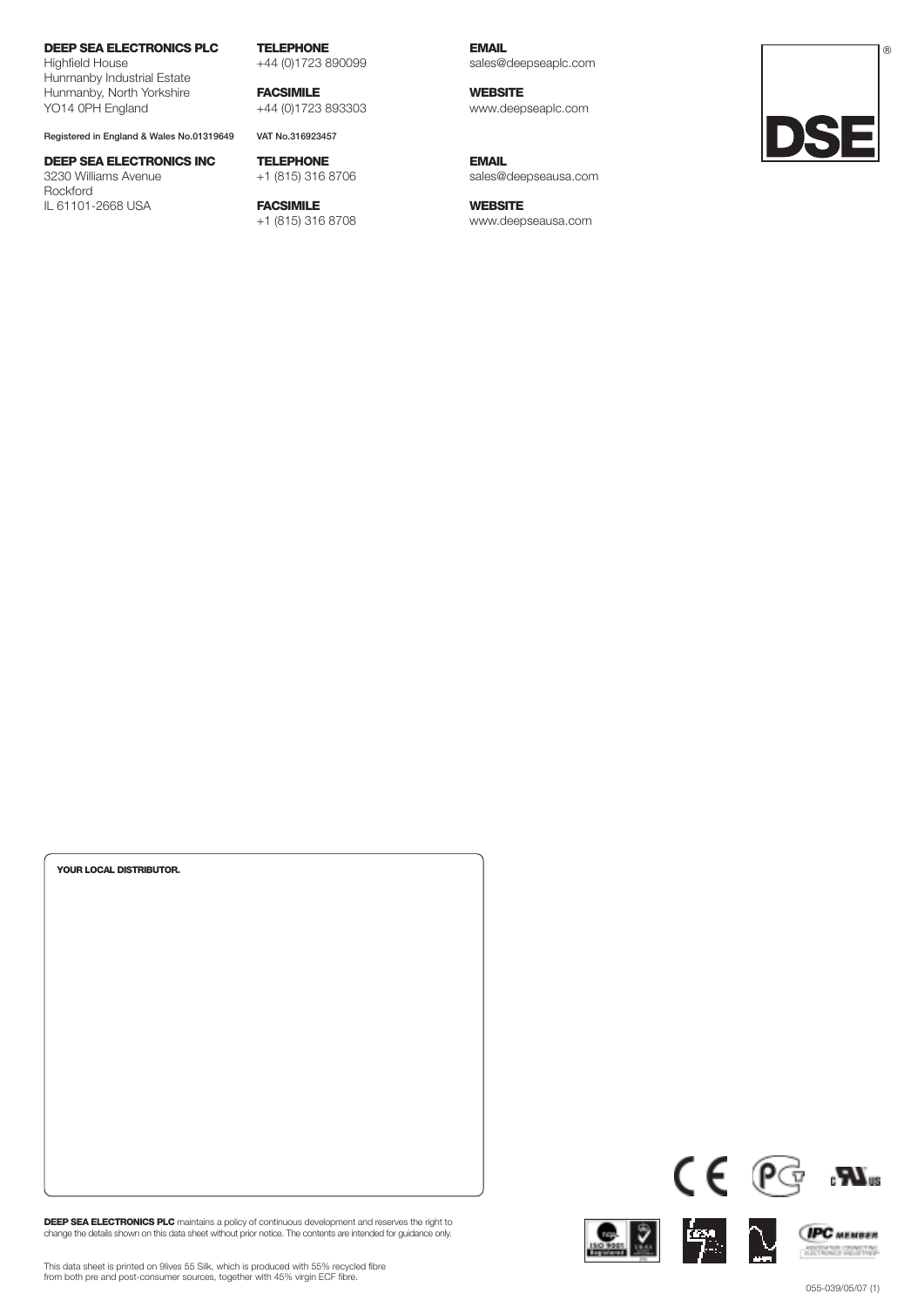**DEEP SEA ELECTRONICS PLC**
Highfield House
Hunmanby Industrial Estate
Hunmanby, North Yorkshire
YO14 0PH England

**TELEPHONE**
+44 (0)1723 890099

**FACSIMILE**
+44 (0)1723 893303

**EMAIL**
sales@deepseaplc.com

**WEBSITE**
www.deepseaplc.com

Registered in England & Wales No.01319649

VAT No.316923457

**DEEP SEA ELECTRONICS INC**
3230 Williams Avenue
Rockford
IL 61101-2668 USA

**TELEPHONE**
+1 (815) 316 8706

**FACSIMILE**
+1 (815) 316 8708

**EMAIL**
sales@deepseausa.com

**WEBSITE**
www.deepseausa.com

**YOUR LOCAL DISTRIBUTOR.**

**DEEP SEA ELECTRONICS PLC** maintains a policy of continuous development and reserves the right to change the details shown on this data sheet without prior notice. The contents are intended for guidance only.

This data sheet is printed on 9lives 55 Silk, which is produced with 55% recycled fibre from both pre and post-consumer sources, together with 45% virgin ECF fibre.

055-039/05/07 (1)